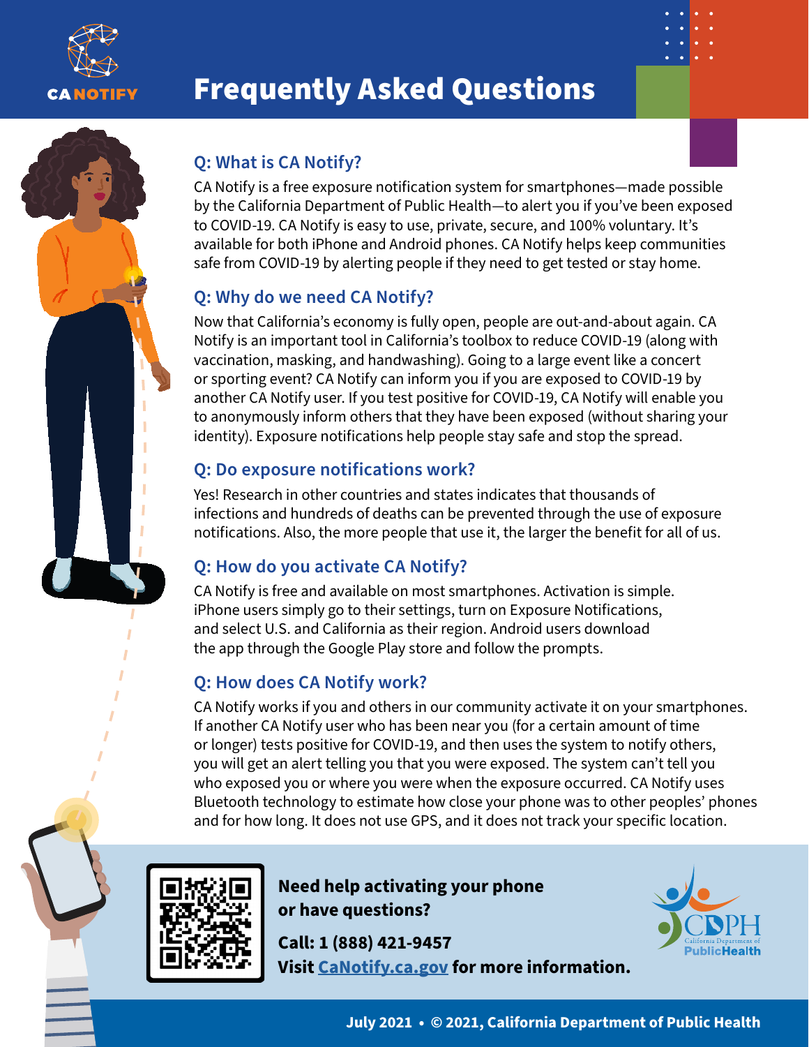# Frequently Asked Questions

## Q: What is CA Notify?

CA Notify is a free exposure notification system for smartphones—made possible by the California Department of Public Health—to alert you if you've been exposed to COVID-19. CA Notify is easy to use, private, secure, and 100% voluntary. It's available for both iPhone and Android phones. CA Notify helps keep communities safe from COVID-19 by alerting people if they need to get tested or stay home.

## Q: Why do we need CA Notify?

Now that California's economy is fully open, people are out-and-about again. CA Notify is an important tool in California's toolbox to reduce COVID-19 (along with vaccination, masking, and handwashing). Going to a large event like a concert or sporting event? CA Notify can inform you if you are exposed to COVID-19 by another CA Notify user. If you test positive for COVID-19, CA Notify will enable you to anonymously inform others that they have been exposed (without sharing your identity). Exposure notifications help people stay safe and stop the spread.

## Q: Do exposure notifications work?

Yes! Research in other countries and states indicates that thousands of infections and hundreds of deaths can be prevented through the use of exposure notifications. Also, the more people that use it, the larger the benefit for all of us.

## Q: How do you activate CA Notify?

CA Notify is free and available on most smartphones. Activation is simple. iPhone users simply go to their settings, turn on Exposure Notifications, and select U.S. and California as their region. Android users download the app through the Google Play store and follow the prompts.

## Q: How does CA Notify work?

CA Notify works if you and others in our community activate it on your smartphones. If another CA Notify user who has been near you (for a certain amount of time or longer) tests positive for COVID-19, and then uses the system to notify others, you will get an alert telling you that you were exposed. The system can't tell you who exposed you or where you were when the exposure occurred. CA Notify uses Bluetooth technology to estimate how close your phone was to other peoples' phones and for how long. It does not use GPS, and it does not track your specific location.

**Need help activating your phone or have questions?**

**Call: 1 (888) 421-9457**

**Visit [CaNotify.ca.gov](https://CaNotify.ca.gov) for more information.**

**July 2021 • © 2021, California Department of Public Health**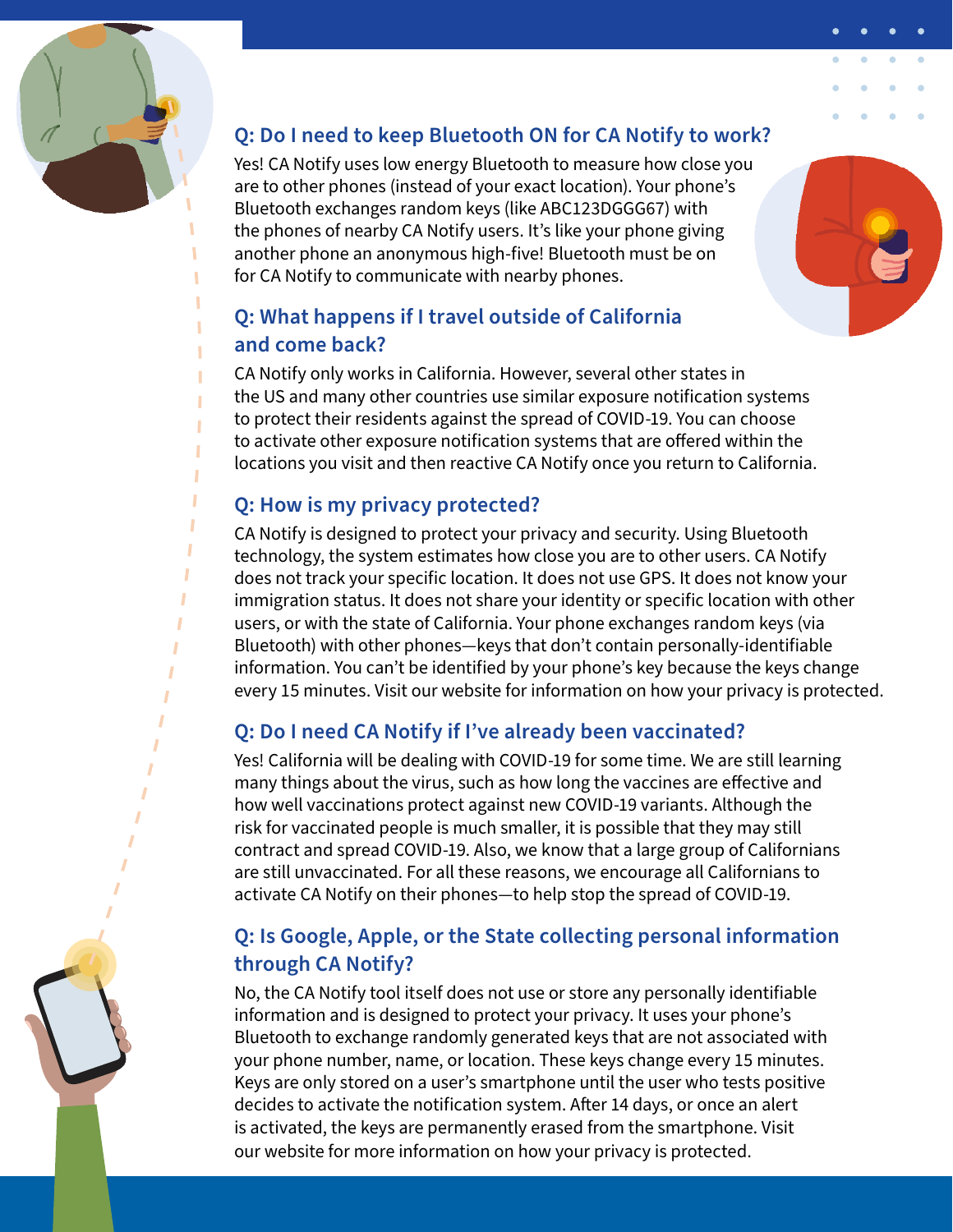## Q: Do I need to keep Bluetooth ON for CA Notify to work?

Yes! CA Notify uses low energy Bluetooth to measure how close you are to other phones (instead of your exact location). Your phone's Bluetooth exchanges random keys (like ABC123DGGG67) with the phones of nearby CA Notify users. It's like your phone giving another phone an anonymous high-five! Bluetooth must be on for CA Notify to communicate with nearby phones.

## Q: What happens if I travel outside of California and come back?

CA Notify only works in California. However, several other states in the US and many other countries use similar exposure notification systems to protect their residents against the spread of COVID-19. You can choose to activate other exposure notification systems that are offered within the locations you visit and then reactive CA Notify once you return to California.

## Q: How is my privacy protected?

CA Notify is designed to protect your privacy and security. Using Bluetooth technology, the system estimates how close you are to other users. CA Notify does not track your specific location. It does not use GPS. It does not know your immigration status. It does not share your identity or specific location with other users, or with the state of California. Your phone exchanges random keys (via Bluetooth) with other phones—keys that don't contain personally-identifiable information. You can't be identified by your phone's key because the keys change every 15 minutes. Visit our website for information on how your privacy is protected.

## Q: Do I need CA Notify if I've already been vaccinated?

Yes! California will be dealing with COVID-19 for some time. We are still learning many things about the virus, such as how long the vaccines are effective and how well vaccinations protect against new COVID-19 variants. Although the risk for vaccinated people is much smaller, it is possible that they may still contract and spread COVID-19. Also, we know that a large group of Californians are still unvaccinated. For all these reasons, we encourage all Californians to activate CA Notify on their phones—to help stop the spread of COVID-19.

## Q: Is Google, Apple, or the State collecting personal information through CA Notify?

No, the CA Notify tool itself does not use or store any personally identifiable information and is designed to protect your privacy. It uses your phone's Bluetooth to exchange randomly generated keys that are not associated with your phone number, name, or location. These keys change every 15 minutes. Keys are only stored on a user's smartphone until the user who tests positive decides to activate the notification system. After 14 days, or once an alert is activated, the keys are permanently erased from the smartphone. Visit our website for more information on how your privacy is protected.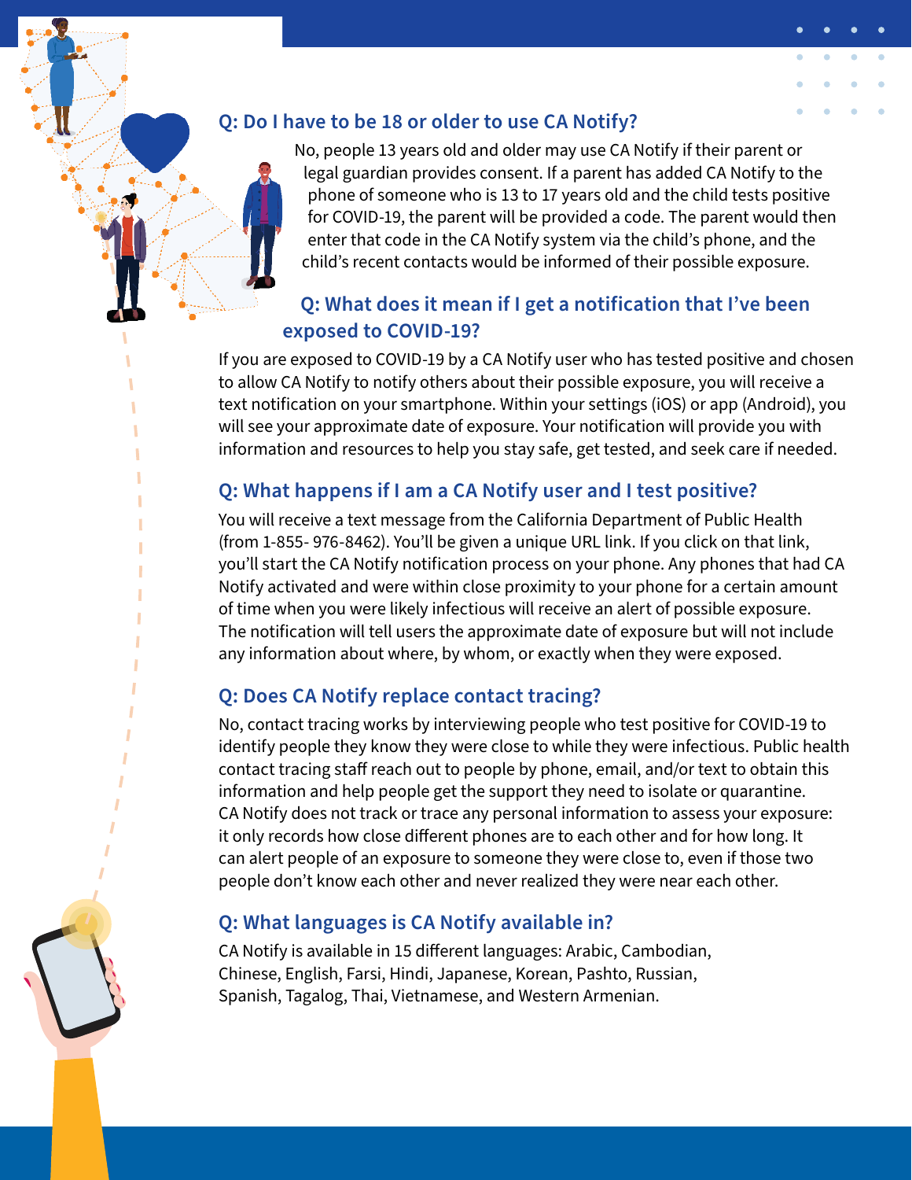## Q: Do I have to be 18 or older to use CA Notify?

No, people 13 years old and older may use CA Notify if their parent or legal guardian provides consent. If a parent has added CA Notify to the phone of someone who is 13 to 17 years old and the child tests positive for COVID-19, the parent will be provided a code. The parent would then enter that code in the CA Notify system via the child's phone, and the child's recent contacts would be informed of their possible exposure.

## Q: What does it mean if I get a notification that I've been exposed to COVID-19?

If you are exposed to COVID-19 by a CA Notify user who has tested positive and chosen to allow CA Notify to notify others about their possible exposure, you will receive a text notification on your smartphone. Within your settings (iOS) or app (Android), you will see your approximate date of exposure. Your notification will provide you with information and resources to help you stay safe, get tested, and seek care if needed.

## Q: What happens if I am a CA Notify user and I test positive?

You will receive a text message from the California Department of Public Health (from 1-855- 976-8462). You'll be given a unique URL link. If you click on that link, you'll start the CA Notify notification process on your phone. Any phones that had CA Notify activated and were within close proximity to your phone for a certain amount of time when you were likely infectious will receive an alert of possible exposure. The notification will tell users the approximate date of exposure but will not include any information about where, by whom, or exactly when they were exposed.

## Q: Does CA Notify replace contact tracing?

No, contact tracing works by interviewing people who test positive for COVID-19 to identify people they know they were close to while they were infectious. Public health contact tracing staff reach out to people by phone, email, and/or text to obtain this information and help people get the support they need to isolate or quarantine. CA Notify does not track or trace any personal information to assess your exposure: it only records how close different phones are to each other and for how long. It can alert people of an exposure to someone they were close to, even if those two people don't know each other and never realized they were near each other.

## Q: What languages is CA Notify available in?

CA Notify is available in 15 different languages: Arabic, Cambodian, Chinese, English, Farsi, Hindi, Japanese, Korean, Pashto, Russian, Spanish, Tagalog, Thai, Vietnamese, and Western Armenian.